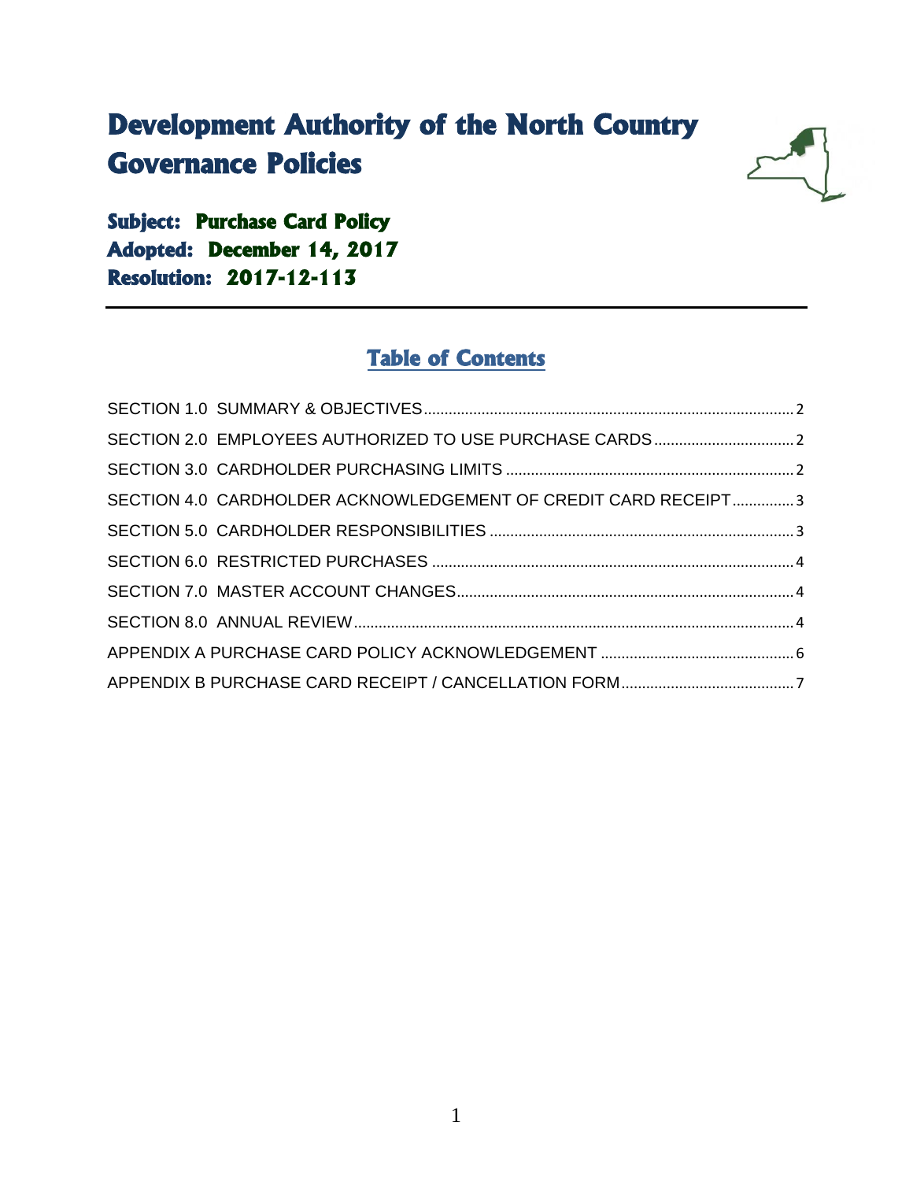# Development Authority of the North Country Governance Policies

**Subject: Purchase Card Policy**
**Adopted: December 14, 2017**
**Resolution: 2017-12-113**

---

## Table of Contents

SECTION 1.0 SUMMARY & OBJECTIVES .......... 2
SECTION 2.0 EMPLOYEES AUTHORIZED TO USE PURCHASE CARDS .......... 2
SECTION 3.0 CARDHOLDER PURCHASING LIMITS .......... 2
SECTION 4.0 CARDHOLDER ACKNOWLEDGEMENT OF CREDIT CARD RECEIPT .......... 3
SECTION 5.0 CARDHOLDER RESPONSIBILITIES .......... 3
SECTION 6.0 RESTRICTED PURCHASES .......... 4
SECTION 7.0 MASTER ACCOUNT CHANGES .......... 4
SECTION 8.0 ANNUAL REVIEW .......... 4
APPENDIX A PURCHASE CARD POLICY ACKNOWLEDGEMENT .......... 6
APPENDIX B PURCHASE CARD RECEIPT / CANCELLATION FORM .......... 7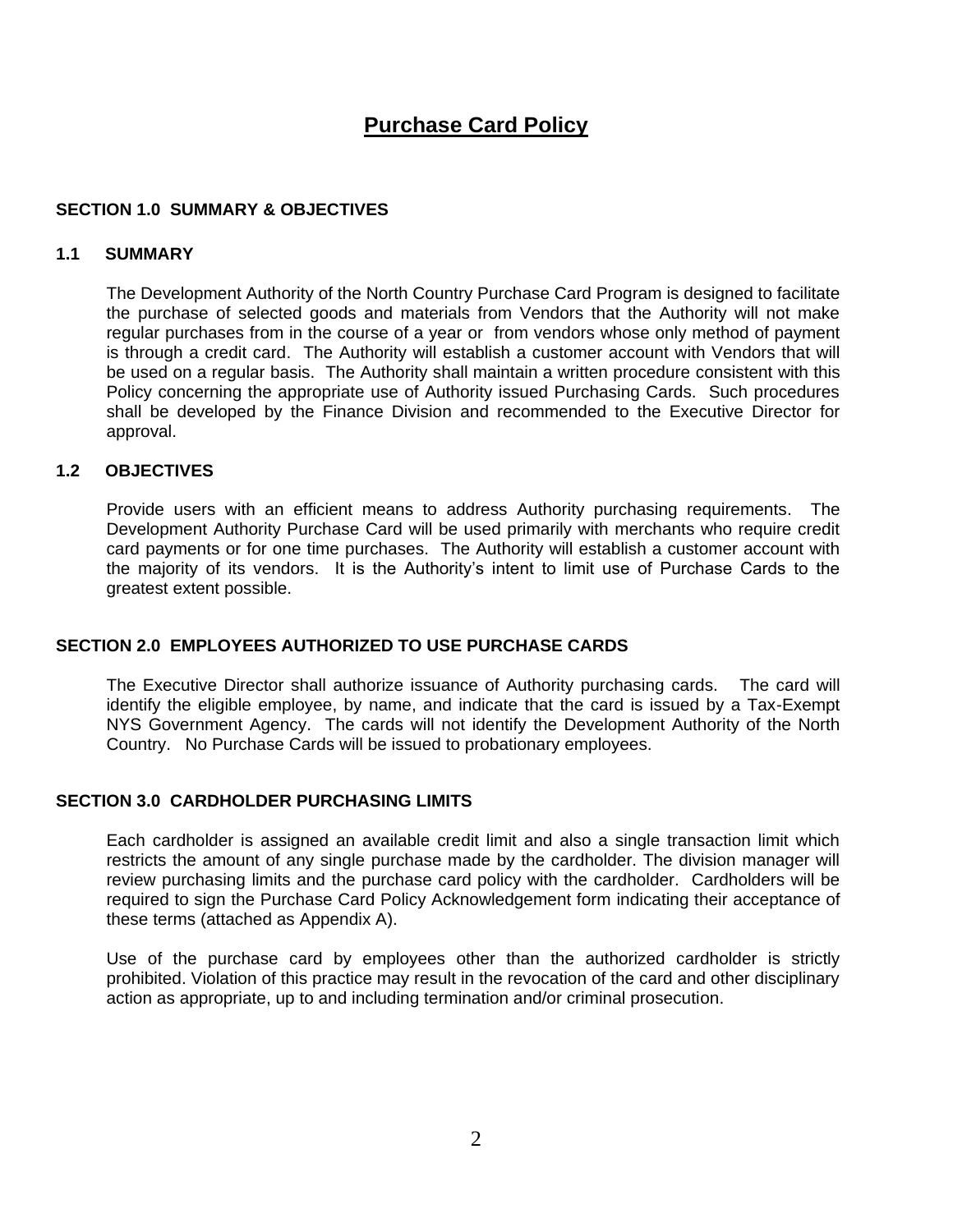# Purchase Card Policy

## SECTION 1.0 SUMMARY & OBJECTIVES

### 1.1 SUMMARY

The Development Authority of the North Country Purchase Card Program is designed to facilitate the purchase of selected goods and materials from Vendors that the Authority will not make regular purchases from in the course of a year or from vendors whose only method of payment is through a credit card. The Authority will establish a customer account with Vendors that will be used on a regular basis. The Authority shall maintain a written procedure consistent with this Policy concerning the appropriate use of Authority issued Purchasing Cards. Such procedures shall be developed by the Finance Division and recommended to the Executive Director for approval.

### 1.2 OBJECTIVES

Provide users with an efficient means to address Authority purchasing requirements. The Development Authority Purchase Card will be used primarily with merchants who require credit card payments or for one time purchases. The Authority will establish a customer account with the majority of its vendors. It is the Authority's intent to limit use of Purchase Cards to the greatest extent possible.

## SECTION 2.0 EMPLOYEES AUTHORIZED TO USE PURCHASE CARDS

The Executive Director shall authorize issuance of Authority purchasing cards. The card will identify the eligible employee, by name, and indicate that the card is issued by a Tax-Exempt NYS Government Agency. The cards will not identify the Development Authority of the North Country. No Purchase Cards will be issued to probationary employees.

## SECTION 3.0 CARDHOLDER PURCHASING LIMITS

Each cardholder is assigned an available credit limit and also a single transaction limit which restricts the amount of any single purchase made by the cardholder. The division manager will review purchasing limits and the purchase card policy with the cardholder. Cardholders will be required to sign the Purchase Card Policy Acknowledgement form indicating their acceptance of these terms (attached as Appendix A).

Use of the purchase card by employees other than the authorized cardholder is strictly prohibited. Violation of this practice may result in the revocation of the card and other disciplinary action as appropriate, up to and including termination and/or criminal prosecution.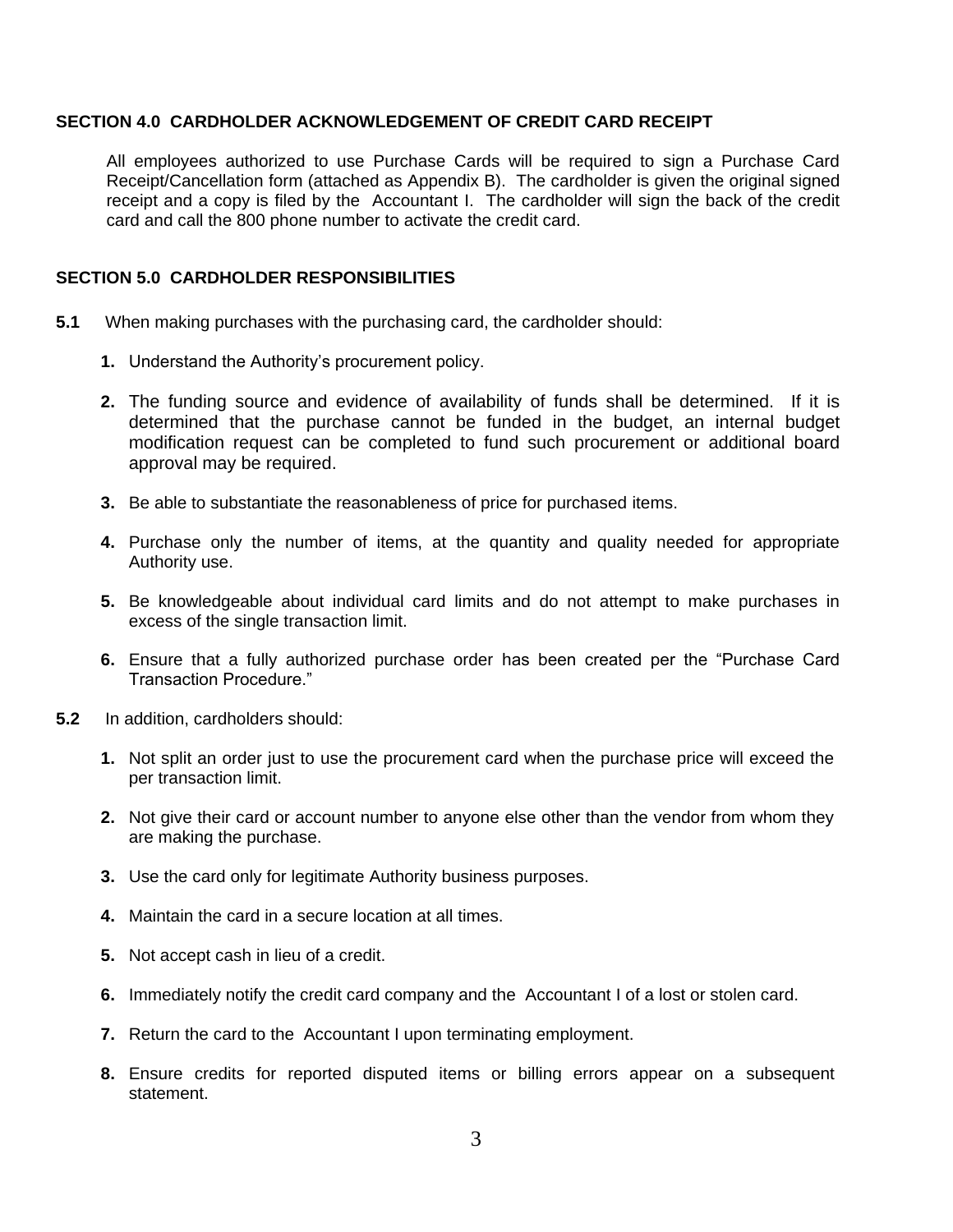## SECTION 4.0 CARDHOLDER ACKNOWLEDGEMENT OF CREDIT CARD RECEIPT

All employees authorized to use Purchase Cards will be required to sign a Purchase Card Receipt/Cancellation form (attached as Appendix B). The cardholder is given the original signed receipt and a copy is filed by the Accountant I. The cardholder will sign the back of the credit card and call the 800 phone number to activate the credit card.

## SECTION 5.0 CARDHOLDER RESPONSIBILITIES

**5.1** When making purchases with the purchasing card, the cardholder should:

1. Understand the Authority's procurement policy.
2. The funding source and evidence of availability of funds shall be determined. If it is determined that the purchase cannot be funded in the budget, an internal budget modification request can be completed to fund such procurement or additional board approval may be required.
3. Be able to substantiate the reasonableness of price for purchased items.
4. Purchase only the number of items, at the quantity and quality needed for appropriate Authority use.
5. Be knowledgeable about individual card limits and do not attempt to make purchases in excess of the single transaction limit.
6. Ensure that a fully authorized purchase order has been created per the "Purchase Card Transaction Procedure."

**5.2** In addition, cardholders should:

1. Not split an order just to use the procurement card when the purchase price will exceed the per transaction limit.
2. Not give their card or account number to anyone else other than the vendor from whom they are making the purchase.
3. Use the card only for legitimate Authority business purposes.
4. Maintain the card in a secure location at all times.
5. Not accept cash in lieu of a credit.
6. Immediately notify the credit card company and the Accountant I of a lost or stolen card.
7. Return the card to the Accountant I upon terminating employment.
8. Ensure credits for reported disputed items or billing errors appear on a subsequent statement.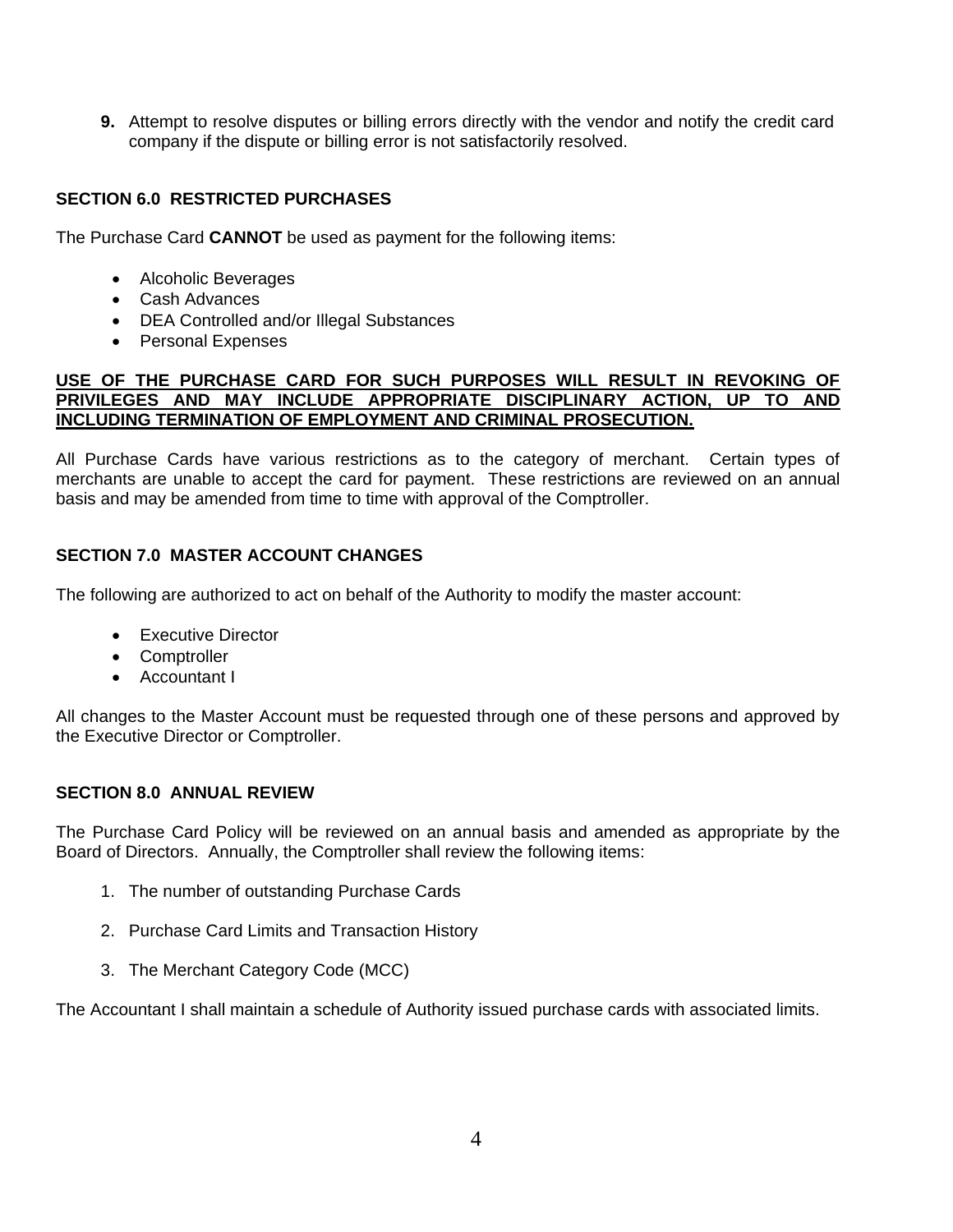9. Attempt to resolve disputes or billing errors directly with the vendor and notify the credit card company if the dispute or billing error is not satisfactorily resolved.

## SECTION 6.0 RESTRICTED PURCHASES

The Purchase Card **CANNOT** be used as payment for the following items:

- Alcoholic Beverages
- Cash Advances
- DEA Controlled and/or Illegal Substances
- Personal Expenses

**USE OF THE PURCHASE CARD FOR SUCH PURPOSES WILL RESULT IN REVOKING OF PRIVILEGES AND MAY INCLUDE APPROPRIATE DISCIPLINARY ACTION, UP TO AND INCLUDING TERMINATION OF EMPLOYMENT AND CRIMINAL PROSECUTION.**

All Purchase Cards have various restrictions as to the category of merchant. Certain types of merchants are unable to accept the card for payment. These restrictions are reviewed on an annual basis and may be amended from time to time with approval of the Comptroller.

## SECTION 7.0 MASTER ACCOUNT CHANGES

The following are authorized to act on behalf of the Authority to modify the master account:

- Executive Director
- Comptroller
- Accountant I

All changes to the Master Account must be requested through one of these persons and approved by the Executive Director or Comptroller.

## SECTION 8.0 ANNUAL REVIEW

The Purchase Card Policy will be reviewed on an annual basis and amended as appropriate by the Board of Directors. Annually, the Comptroller shall review the following items:

1. The number of outstanding Purchase Cards
2. Purchase Card Limits and Transaction History
3. The Merchant Category Code (MCC)

The Accountant I shall maintain a schedule of Authority issued purchase cards with associated limits.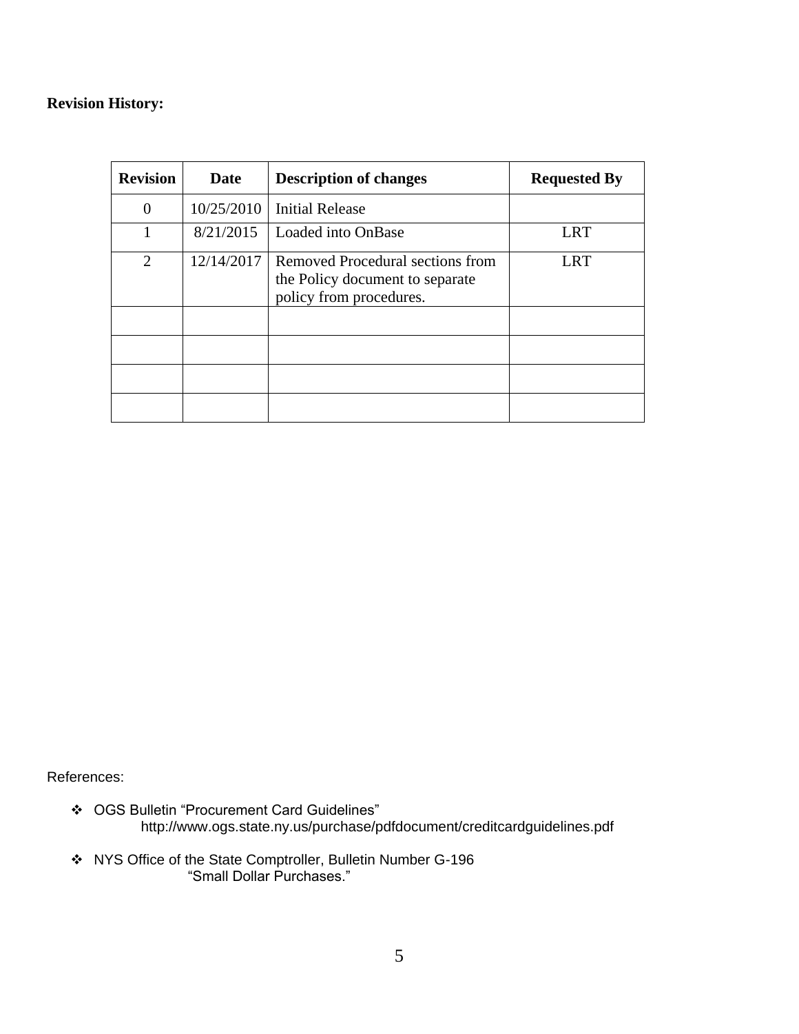**Revision History:**

| Revision | Date | Description of changes | Requested By |
|---|---|---|---|
| 0 | 10/25/2010 | Initial Release | |
| 1 | 8/21/2015 | Loaded into OnBase | LRT |
| 2 | 12/14/2017 | Removed Procedural sections from the Policy document to separate policy from procedures. | LRT |
| | | | |
| | | | |
| | | | |
| | | | |

References:

- OGS Bulletin "Procurement Card Guidelines"
  http://www.ogs.state.ny.us/purchase/pdfdocument/creditcardguidelines.pdf
- NYS Office of the State Comptroller, Bulletin Number G-196
  "Small Dollar Purchases."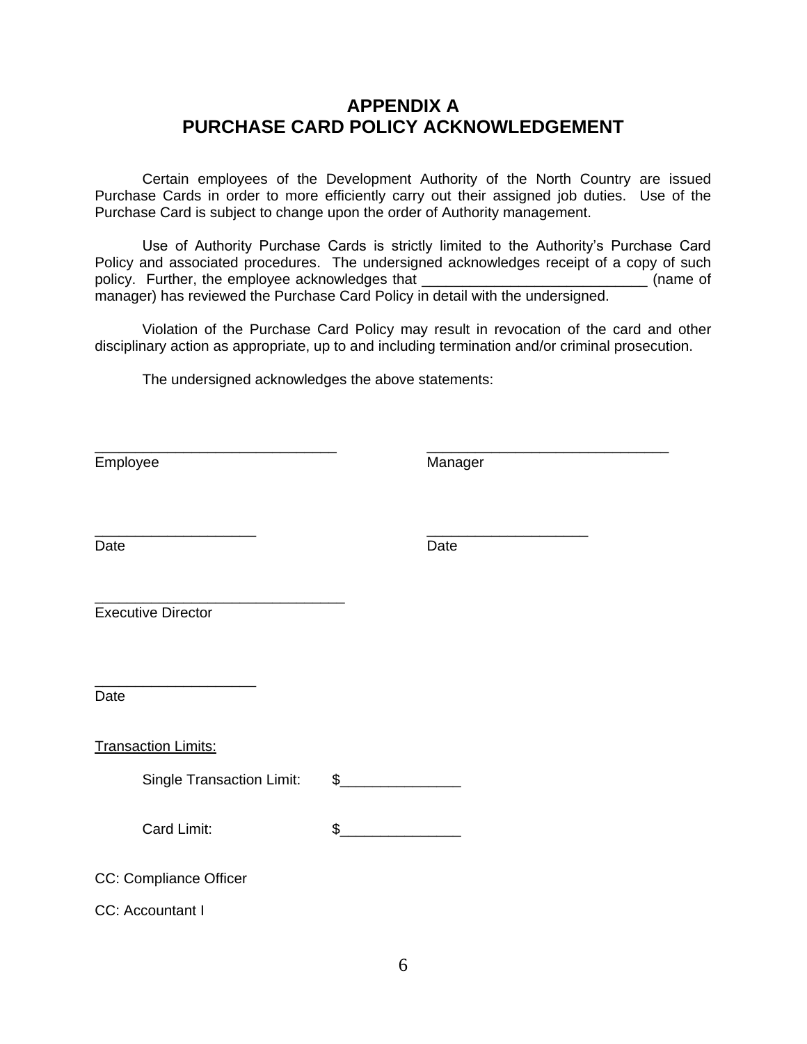# APPENDIX A
# PURCHASE CARD POLICY ACKNOWLEDGEMENT

Certain employees of the Development Authority of the North Country are issued Purchase Cards in order to more efficiently carry out their assigned job duties. Use of the Purchase Card is subject to change upon the order of Authority management.

Use of Authority Purchase Cards is strictly limited to the Authority's Purchase Card Policy and associated procedures. The undersigned acknowledges receipt of a copy of such policy. Further, the employee acknowledges that ____________________________ (name of manager) has reviewed the Purchase Card Policy in detail with the undersigned.

Violation of the Purchase Card Policy may result in revocation of the card and other disciplinary action as appropriate, up to and including termination and/or criminal prosecution.

The undersigned acknowledges the above statements:

______________________________ ______________________________
Employee Manager

____________________ ____________________
Date Date

_______________________________
Executive Director

____________________
Date

Transaction Limits:

Single Transaction Limit: $_______________

Card Limit: $_______________

CC: Compliance Officer

CC: Accountant I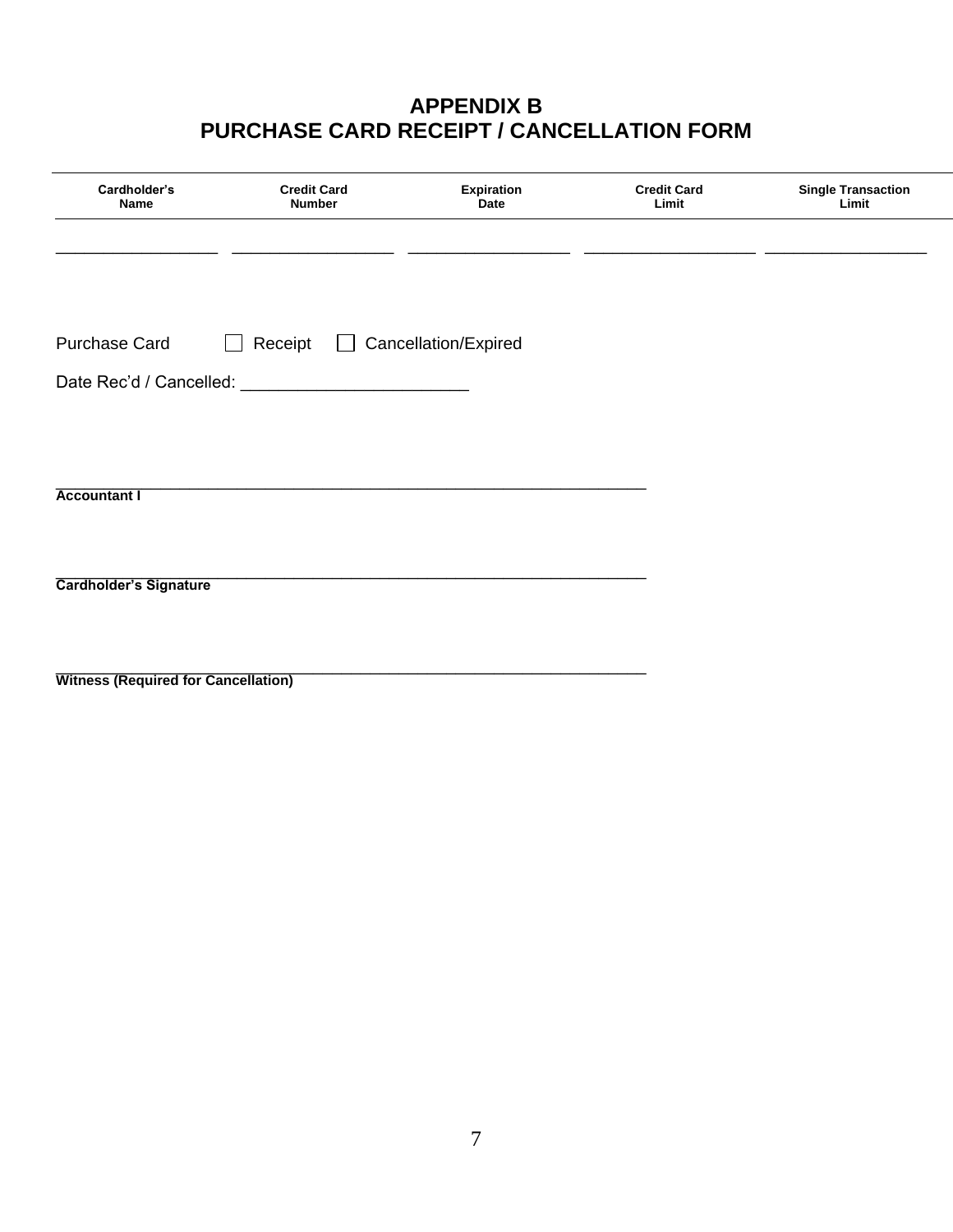# APPENDIX B
# PURCHASE CARD RECEIPT / CANCELLATION FORM

| Cardholder's Name | Credit Card Number | Expiration Date | Credit Card Limit | Single Transaction Limit |
|---|---|---|---|---|
| ________________ | ________________ | ________________ | ________________ | ________________ |

Purchase Card ☐ Receipt ☐ Cancellation/Expired

Date Rec'd / Cancelled: ______________________

______________________________________________________________

**Accountant I**

______________________________________________________________

**Cardholder's Signature**

______________________________________________________________

**Witness (Required for Cancellation)**